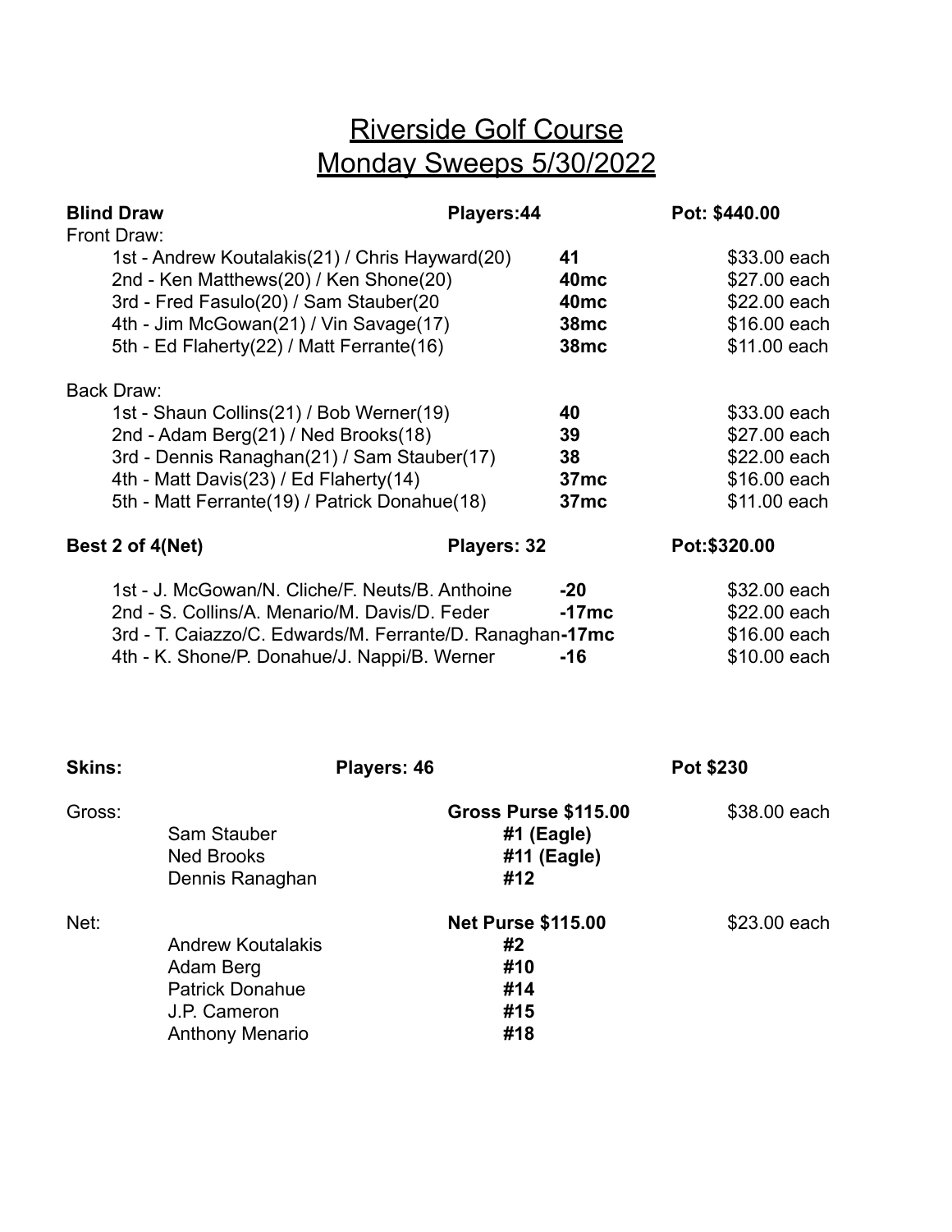# Riverside Golf Course
## Monday Sweeps 5/30/2022

| **Blind Draw** | **Players:44** | **Pot: $440.00** |
|---|---|---|
| Front Draw: | | |
| 1st - Andrew Koutalakis(21) / Chris Hayward(20) | **41** | $33.00 each |
| 2nd - Ken Matthews(20) / Ken Shone(20) | **40mc** | $27.00 each |
| 3rd - Fred Fasulo(20) / Sam Stauber(20 | **40mc** | $22.00 each |
| 4th - Jim McGowan(21) / Vin Savage(17) | **38mc** | $16.00 each |
| 5th - Ed Flaherty(22) / Matt Ferrante(16) | **38mc** | $11.00 each |
| Back Draw: | | |
| 1st - Shaun Collins(21) / Bob Werner(19) | **40** | $33.00 each |
| 2nd - Adam Berg(21) / Ned Brooks(18) | **39** | $27.00 each |
| 3rd - Dennis Ranaghan(21) / Sam Stauber(17) | **38** | $22.00 each |
| 4th - Matt Davis(23) / Ed Flaherty(14) | **37mc** | $16.00 each |
| 5th - Matt Ferrante(19) / Patrick Donahue(18) | **37mc** | $11.00 each |

| **Best 2 of 4(Net)** | **Players: 32** | **Pot:$320.00** |
|---|---|---|
| 1st - J. McGowan/N. Cliche/F. Neuts/B. Anthoine | **-20** | $32.00 each |
| 2nd - S. Collins/A. Menario/M. Davis/D. Feder | **-17mc** | $22.00 each |
| 3rd - T. Caiazzo/C. Edwards/M. Ferrante/D. Ranaghan | **-17mc** | $16.00 each |
| 4th - K. Shone/P. Donahue/J. Nappi/B. Werner | **-16** | $10.00 each |

| **Skins:** | **Players: 46** | | **Pot $230** |
|---|---|---|---|
| Gross: | | **Gross Purse $115.00** | $38.00 each |
| | Sam Stauber | **#1 (Eagle)** | |
| | Ned Brooks | **#11 (Eagle)** | |
| | Dennis Ranaghan | **#12** | |
| Net: | | **Net Purse $115.00** | $23.00 each |
| | Andrew Koutalakis | **#2** | |
| | Adam Berg | **#10** | |
| | Patrick Donahue | **#14** | |
| | J.P. Cameron | **#15** | |
| | Anthony Menario | **#18** | |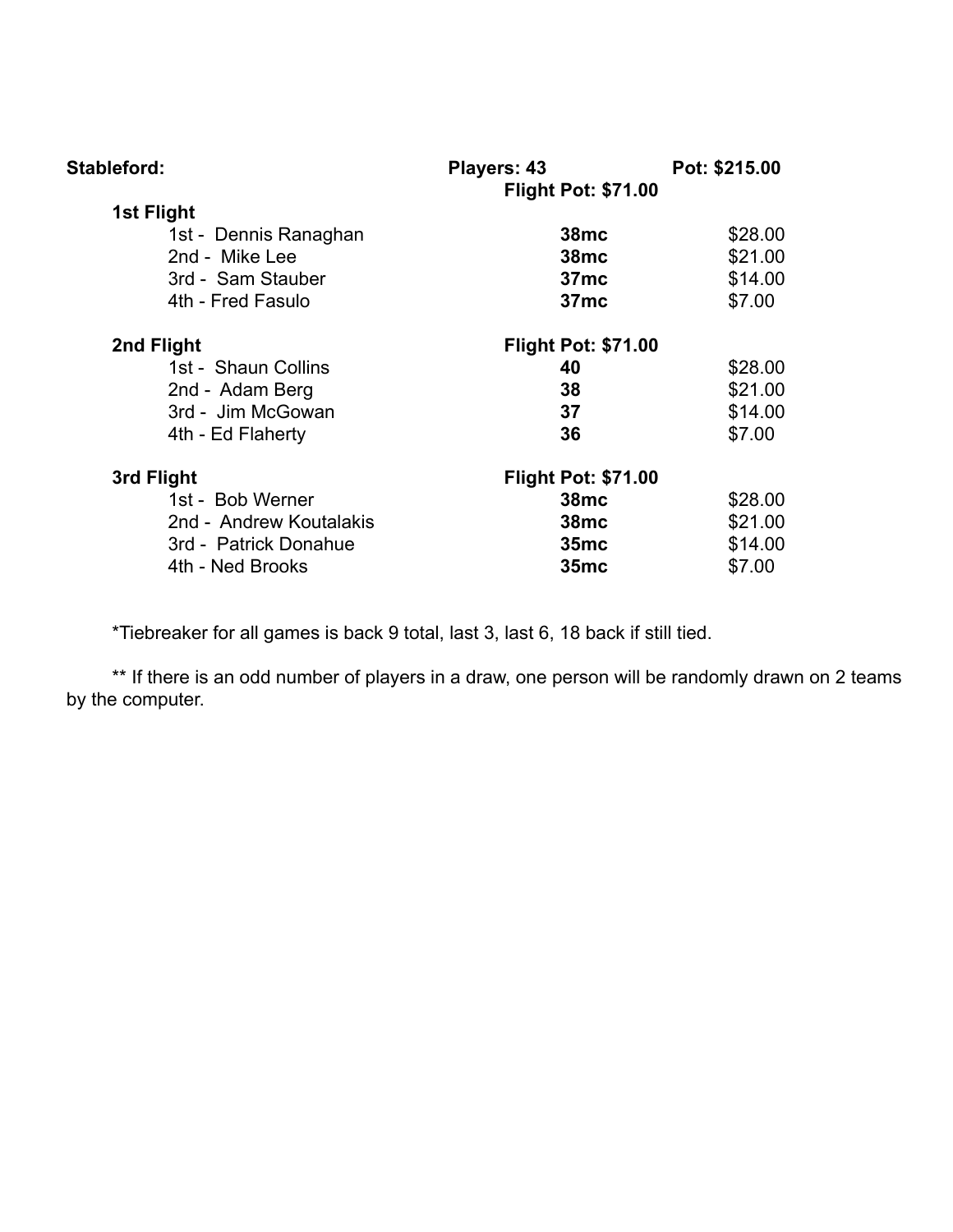| Stableford: | Players: 43 | Pot: $215.00 |
| --- | --- | --- |
| | **Flight Pot: $71.00** | |
| **1st Flight** | | |
| 1st - Dennis Ranaghan | **38mc** | $28.00 |
| 2nd - Mike Lee | **38mc** | $21.00 |
| 3rd - Sam Stauber | **37mc** | $14.00 |
| 4th - Fred Fasulo | **37mc** | $7.00 |
| **2nd Flight** | **Flight Pot: $71.00** | |
| 1st - Shaun Collins | **40** | $28.00 |
| 2nd - Adam Berg | **38** | $21.00 |
| 3rd - Jim McGowan | **37** | $14.00 |
| 4th - Ed Flaherty | **36** | $7.00 |
| **3rd Flight** | **Flight Pot: $71.00** | |
| 1st - Bob Werner | **38mc** | $28.00 |
| 2nd - Andrew Koutalakis | **38mc** | $21.00 |
| 3rd - Patrick Donahue | **35mc** | $14.00 |
| 4th - Ned Brooks | **35mc** | $7.00 |

*Tiebreaker for all games is back 9 total, last 3, last 6, 18 back if still tied.

** If there is an odd number of players in a draw, one person will be randomly drawn on 2 teams by the computer.